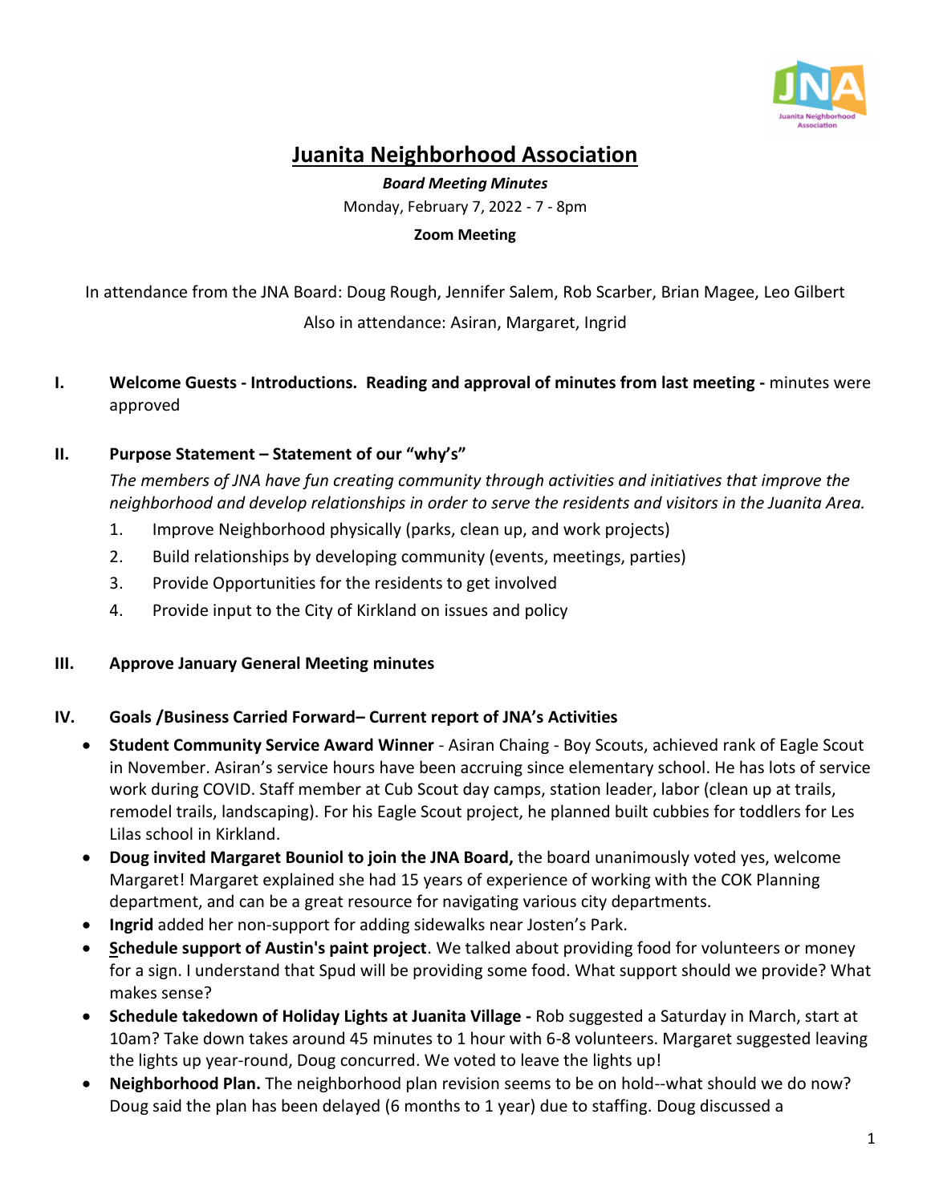# Juanita Neighborhood Association

***Board Meeting Minutes***

Monday, February 7, 2022 - 7 - 8pm

**Zoom Meeting**

In attendance from the JNA Board: Doug Rough, Jennifer Salem, Rob Scarber, Brian Magee, Leo Gilbert

Also in attendance: Asiran, Margaret, Ingrid

**I. Welcome Guests - Introductions. Reading and approval of minutes from last meeting -** minutes were approved

**II. Purpose Statement – Statement of our "why's"**

*The members of JNA have fun creating community through activities and initiatives that improve the neighborhood and develop relationships in order to serve the residents and visitors in the Juanita Area.*

1. Improve Neighborhood physically (parks, clean up, and work projects)
2. Build relationships by developing community (events, meetings, parties)
3. Provide Opportunities for the residents to get involved
4. Provide input to the City of Kirkland on issues and policy

**III. Approve January General Meeting minutes**

**IV. Goals /Business Carried Forward– Current report of JNA's Activities**

- **Student Community Service Award Winner** - Asiran Chaing - Boy Scouts, achieved rank of Eagle Scout in November. Asiran's service hours have been accruing since elementary school. He has lots of service work during COVID. Staff member at Cub Scout day camps, station leader, labor (clean up at trails, remodel trails, landscaping). For his Eagle Scout project, he planned built cubbies for toddlers for Les Lilas school in Kirkland.
- **Doug invited Margaret Bouniol to join the JNA Board,** the board unanimously voted yes, welcome Margaret! Margaret explained she had 15 years of experience of working with the COK Planning department, and can be a great resource for navigating various city departments.
- **Ingrid** added her non-support for adding sidewalks near Josten's Park.
- **Schedule support of Austin's paint project**. We talked about providing food for volunteers or money for a sign. I understand that Spud will be providing some food. What support should we provide? What makes sense?
- **Schedule takedown of Holiday Lights at Juanita Village -** Rob suggested a Saturday in March, start at 10am? Take down takes around 45 minutes to 1 hour with 6-8 volunteers. Margaret suggested leaving the lights up year-round, Doug concurred. We voted to leave the lights up!
- **Neighborhood Plan.** The neighborhood plan revision seems to be on hold--what should we do now? Doug said the plan has been delayed (6 months to 1 year) due to staffing. Doug discussed a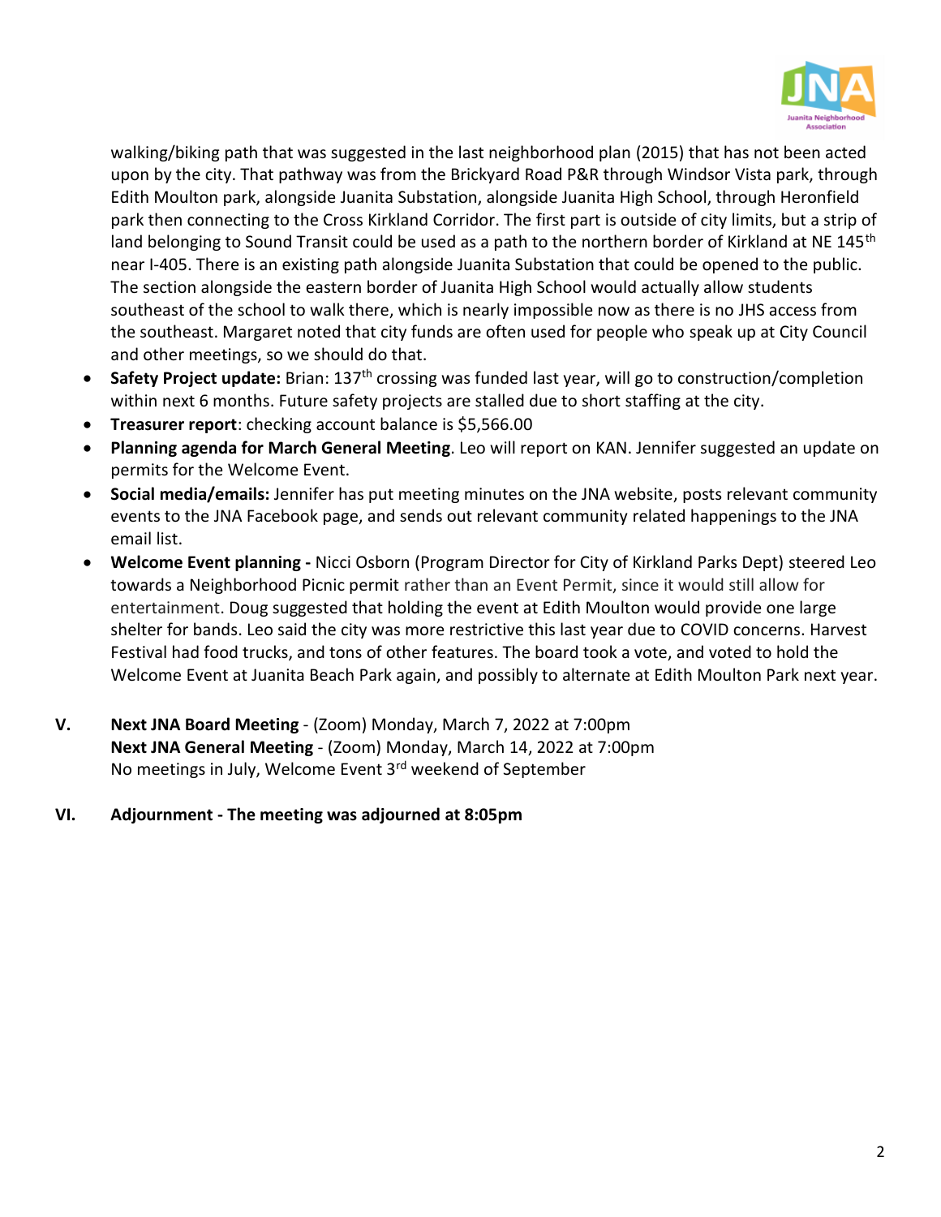walking/biking path that was suggested in the last neighborhood plan (2015) that has not been acted upon by the city. That pathway was from the Brickyard Road P&R through Windsor Vista park, through Edith Moulton park, alongside Juanita Substation, alongside Juanita High School, through Heronfield park then connecting to the Cross Kirkland Corridor. The first part is outside of city limits, but a strip of land belonging to Sound Transit could be used as a path to the northern border of Kirkland at NE 145th near I-405. There is an existing path alongside Juanita Substation that could be opened to the public. The section alongside the eastern border of Juanita High School would actually allow students southeast of the school to walk there, which is nearly impossible now as there is no JHS access from the southeast. Margaret noted that city funds are often used for people who speak up at City Council and other meetings, so we should do that.

- **Safety Project update:** Brian: 137th crossing was funded last year, will go to construction/completion within next 6 months. Future safety projects are stalled due to short staffing at the city.
- **Treasurer report**: checking account balance is $5,566.00
- **Planning agenda for March General Meeting**. Leo will report on KAN. Jennifer suggested an update on permits for the Welcome Event.
- **Social media/emails:** Jennifer has put meeting minutes on the JNA website, posts relevant community events to the JNA Facebook page, and sends out relevant community related happenings to the JNA email list.
- **Welcome Event planning -** Nicci Osborn (Program Director for City of Kirkland Parks Dept) steered Leo towards a Neighborhood Picnic permit rather than an Event Permit, since it would still allow for entertainment. Doug suggested that holding the event at Edith Moulton would provide one large shelter for bands. Leo said the city was more restrictive this last year due to COVID concerns. Harvest Festival had food trucks, and tons of other features. The board took a vote, and voted to hold the Welcome Event at Juanita Beach Park again, and possibly to alternate at Edith Moulton Park next year.

**V. Next JNA Board Meeting** - (Zoom) Monday, March 7, 2022 at 7:00pm
**Next JNA General Meeting** - (Zoom) Monday, March 14, 2022 at 7:00pm
No meetings in July, Welcome Event 3rd weekend of September

**VI. Adjournment - The meeting was adjourned at 8:05pm**